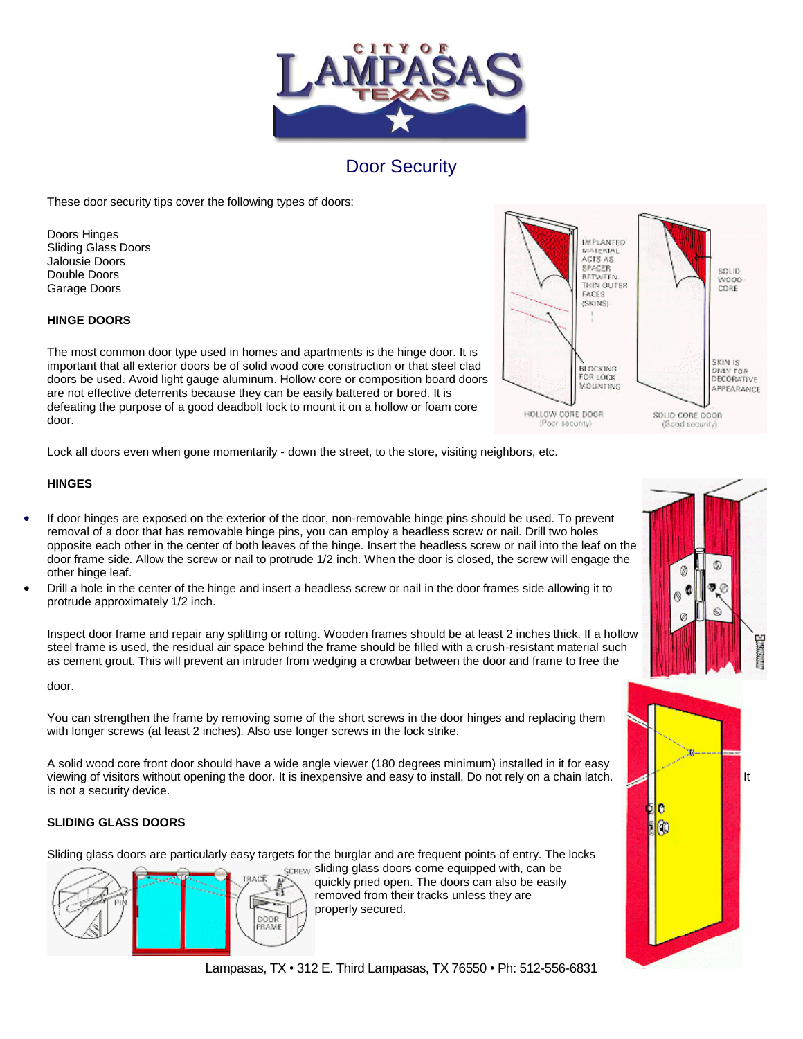# Door Security

These door security tips cover the following types of doors:

Doors Hinges
Sliding Glass Doors
Jalousie Doors
Double Doors
Garage Doors

**HINGE DOORS**

The most common door type used in homes and apartments is the hinge door. It is important that all exterior doors be of solid wood core construction or that steel clad doors be used. Avoid light gauge aluminum. Hollow core or composition board doors are not effective deterrents because they can be easily battered or bored. It is defeating the purpose of a good deadbolt lock to mount it on a hollow or foam core door.

Lock all doors even when gone momentarily - down the street, to the store, visiting neighbors, etc.

**HINGES**

- If door hinges are exposed on the exterior of the door, non-removable hinge pins should be used. To prevent removal of a door that has removable hinge pins, you can employ a headless screw or nail. Drill two holes opposite each other in the center of both leaves of the hinge. Insert the headless screw or nail into the leaf on the door frame side. Allow the screw or nail to protrude 1/2 inch. When the door is closed, the screw will engage the other hinge leaf.
- Drill a hole in the center of the hinge and insert a headless screw or nail in the door frames side allowing it to protrude approximately 1/2 inch.

Inspect door frame and repair any splitting or rotting. Wooden frames should be at least 2 inches thick. If a hollow steel frame is used, the residual air space behind the frame should be filled with a crush-resistant material such as cement grout. This will prevent an intruder from wedging a crowbar between the door and frame to free the door.

You can strengthen the frame by removing some of the short screws in the door hinges and replacing them with longer screws (at least 2 inches). Also use longer screws in the lock strike.

A solid wood core front door should have a wide angle viewer (180 degrees minimum) installed in it for easy viewing of visitors without opening the door. It is inexpensive and easy to install. Do not rely on a chain latch. It is not a security device.

**SLIDING GLASS DOORS**

Sliding glass doors are particularly easy targets for the burglar and are frequent points of entry. The locks sliding glass doors come equipped with, can be quickly pried open. The doors can also be easily removed from their tracks unless they are properly secured.

Lampasas, TX • 312 E. Third Lampasas, TX 76550 • Ph: 512-556-6831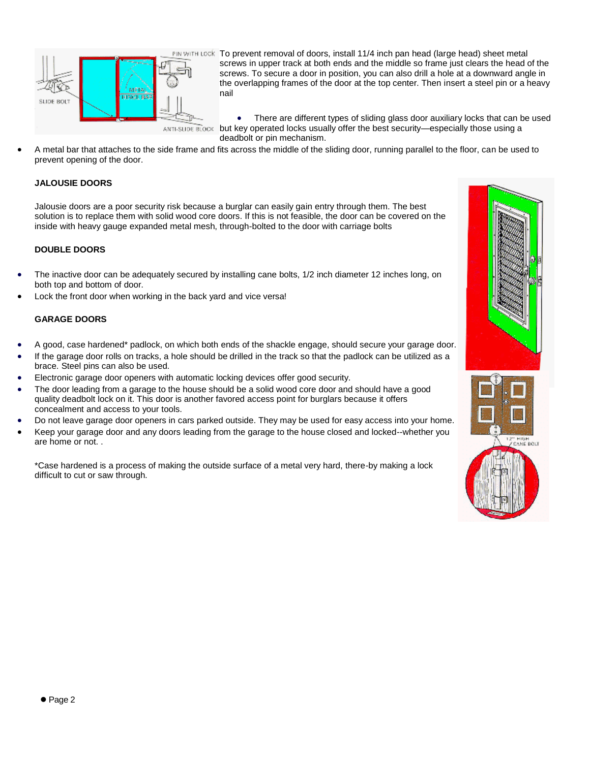To prevent removal of doors, install 11/4 inch pan head (large head) sheet metal screws in upper track at both ends and the middle so frame just clears the head of the screws. To secure a door in position, you can also drill a hole at a downward angle in the overlapping frames of the door at the top center. Then insert a steel pin or a heavy nail

- There are different types of sliding glass door auxiliary locks that can be used but key operated locks usually offer the best security—especially those using a deadbolt or pin mechanism.
- A metal bar that attaches to the side frame and fits across the middle of the sliding door, running parallel to the floor, can be used to prevent opening of the door.

**JALOUSIE DOORS**

Jalousie doors are a poor security risk because a burglar can easily gain entry through them. The best solution is to replace them with solid wood core doors. If this is not feasible, the door can be covered on the inside with heavy gauge expanded metal mesh, through-bolted to the door with carriage bolts

**DOUBLE DOORS**

- The inactive door can be adequately secured by installing cane bolts, 1/2 inch diameter 12 inches long, on both top and bottom of door.
- Lock the front door when working in the back yard and vice versa!

**GARAGE DOORS**

- A good, case hardened* padlock, on which both ends of the shackle engage, should secure your garage door.
- If the garage door rolls on tracks, a hole should be drilled in the track so that the padlock can be utilized as a brace. Steel pins can also be used.
- Electronic garage door openers with automatic locking devices offer good security.
- The door leading from a garage to the house should be a solid wood core door and should have a good quality deadbolt lock on it. This door is another favored access point for burglars because it offers concealment and access to your tools.
- Do not leave garage door openers in cars parked outside. They may be used for easy access into your home.
- Keep your garage door and any doors leading from the garage to the house closed and locked--whether you are home or not. .

*Case hardened is a process of making the outside surface of a metal very hard, there-by making a lock difficult to cut or saw through.